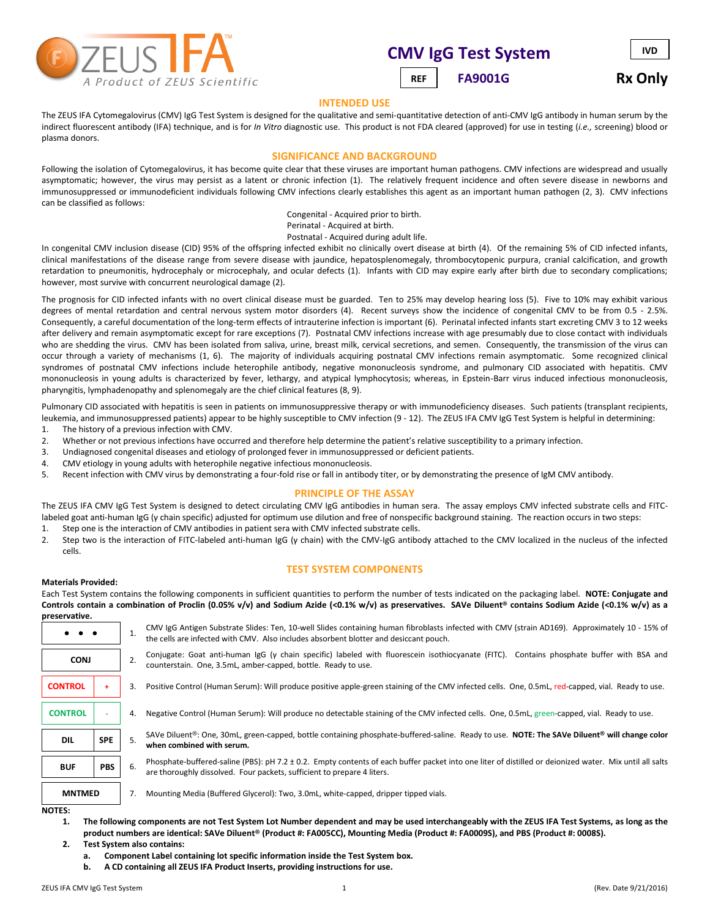ZEUS IFA
A Product of ZEUS Scientific

# CMV IgG Test System

IVD

REF FA9001G

Rx Only

## INTENDED USE

The ZEUS IFA Cytomegalovirus (CMV) IgG Test System is designed for the qualitative and semi-quantitative detection of anti-CMV IgG antibody in human serum by the indirect fluorescent antibody (IFA) technique, and is for *In Vitro* diagnostic use. This product is not FDA cleared (approved) for use in testing (*i.e.,* screening) blood or plasma donors.

## SIGNIFICANCE AND BACKGROUND

Following the isolation of Cytomegalovirus, it has become quite clear that these viruses are important human pathogens. CMV infections are widespread and usually asymptomatic; however, the virus may persist as a latent or chronic infection (1). The relatively frequent incidence and often severe disease in newborns and immunosuppressed or immunodeficient individuals following CMV infections clearly establishes this agent as an important human pathogen (2, 3). CMV infections can be classified as follows:

Congenital - Acquired prior to birth.
Perinatal - Acquired at birth.
Postnatal - Acquired during adult life.

In congenital CMV inclusion disease (CID) 95% of the offspring infected exhibit no clinically overt disease at birth (4). Of the remaining 5% of CID infected infants, clinical manifestations of the disease range from severe disease with jaundice, hepatosplenomegaly, thrombocytopenic purpura, cranial calcification, and growth retardation to pneumonitis, hydrocephaly or microcephaly, and ocular defects (1). Infants with CID may expire early after birth due to secondary complications; however, most survive with concurrent neurological damage (2).

The prognosis for CID infected infants with no overt clinical disease must be guarded. Ten to 25% may develop hearing loss (5). Five to 10% may exhibit various degrees of mental retardation and central nervous system motor disorders (4). Recent surveys show the incidence of congenital CMV to be from 0.5 - 2.5%. Consequently, a careful documentation of the long-term effects of intrauterine infection is important (6). Perinatal infected infants start excreting CMV 3 to 12 weeks after delivery and remain asymptomatic except for rare exceptions (7). Postnatal CMV infections increase with age presumably due to close contact with individuals who are shedding the virus. CMV has been isolated from saliva, urine, breast milk, cervical secretions, and semen. Consequently, the transmission of the virus can occur through a variety of mechanisms (1, 6). The majority of individuals acquiring postnatal CMV infections remain asymptomatic. Some recognized clinical syndromes of postnatal CMV infections include heterophile antibody, negative mononucleosis syndrome, and pulmonary CID associated with hepatitis. CMV mononucleosis in young adults is characterized by fever, lethargy, and atypical lymphocytosis; whereas, in Epstein-Barr virus induced infectious mononucleosis, pharyngitis, lymphadenopathy and splenomegaly are the chief clinical features (8, 9).

Pulmonary CID associated with hepatitis is seen in patients on immunosuppressive therapy or with immunodeficiency diseases. Such patients (transplant recipients, leukemia, and immunosuppressed patients) appear to be highly susceptible to CMV infection (9 - 12). The ZEUS IFA CMV IgG Test System is helpful in determining:

1. The history of infection with CMV.
2. Whether or not previous infections have occurred and therefore help determine the patient's relative susceptibility to a primary infection.
3. Undiagnosed congenital diseases and etiology of prolonged fever in immunosuppressed or deficient patients.
4. CMV etiology in young adults with heterophile negative infectious mononucleosis.
5. Recent infection with CMV virus by demonstrating a four-fold rise or fall in antibody titer, or by demonstrating the presence of IgM CMV antibody.

## PRINCIPLE OF THE ASSAY

The ZEUS IFA CMV IgG Test System is designed to detect circulating CMV IgG antibodies in human sera. The assay employs CMV infected substrate cells and FITC-labeled goat anti-human IgG (γ chain specific) adjusted for optimum use dilution and free of nonspecific background staining. The reaction occurs in two steps:

1. Step one is the interaction of CMV antibodies in patient sera with CMV infected substrate cells.
2. Step two is the interaction of FITC-labeled anti-human IgG (γ chain) with the CMV-IgG antibody attached to the CMV localized in the nucleus of the infected cells.

## TEST SYSTEM COMPONENTS

**Materials Provided:**

Each Test System contains the following components in sufficient quantities to perform the number of tests indicated on the packaging label. **NOTE: Conjugate and Controls contain a combination of Proclin (0.05% v/v) and Sodium Azide (<0.1% w/v) as preservatives. SAVe Diluent® contains Sodium Azide (<0.1% w/v) as a preservative.**

| Symbol | | Component |
|---|---|---|
| • • • | 1. | CMV IgG Antigen Substrate Slides: Ten, 10-well Slides containing human fibroblasts infected with CMV (strain AD169). Approximately 10 - 15% of the cells are infected with CMV. Also includes absorbent blotter and desiccant pouch. |
| CONJ | 2. | Conjugate: Goat anti-human IgG (γ chain specific) labeled with fluorescein isothiocyanate (FITC). Contains phosphate buffer with BSA and counterstain. One, 3.5mL, amber-capped, bottle. Ready to use. |
| CONTROL + | 3. | Positive Control (Human Serum): Will produce positive apple-green staining of the CMV infected cells. One, 0.5mL, red-capped, vial. Ready to use. |
| CONTROL - | 4. | Negative Control (Human Serum): Will produce no detectable staining of the CMV infected cells. One, 0.5mL, green-capped, vial. Ready to use. |
| DIL SPE | 5. | SAVe Diluent®: One, 30mL, green-capped, bottle containing phosphate-buffered-saline. Ready to use. **NOTE: The SAVe Diluent® will change color when combined with serum.** |
| BUF PBS | 6. | Phosphate-buffered-saline (PBS): pH 7.2 ± 0.2. Empty contents of each buffer packet into one liter of distilled or deionized water. Mix until all salts are thoroughly dissolved. Four packets, sufficient to prepare 4 liters. |
| MNTMED | 7. | Mounting Media (Buffered Glycerol): Two, 3.0mL, white-capped, dripper tipped vials. |

**NOTES:**

1. **The following components are not Test System Lot Number dependent and may be used interchangeably with the ZEUS IFA Test Systems, as long as the product numbers are identical: SAVe Diluent® (Product #: FA005CC), Mounting Media (Product #: FA0009S), and PBS (Product #: 0008S).**
2. **Test System also contains:**
   a. **Component Label containing lot specific information inside the Test System box.**
   b. **A CD containing all ZEUS IFA Product Inserts, providing instructions for use.**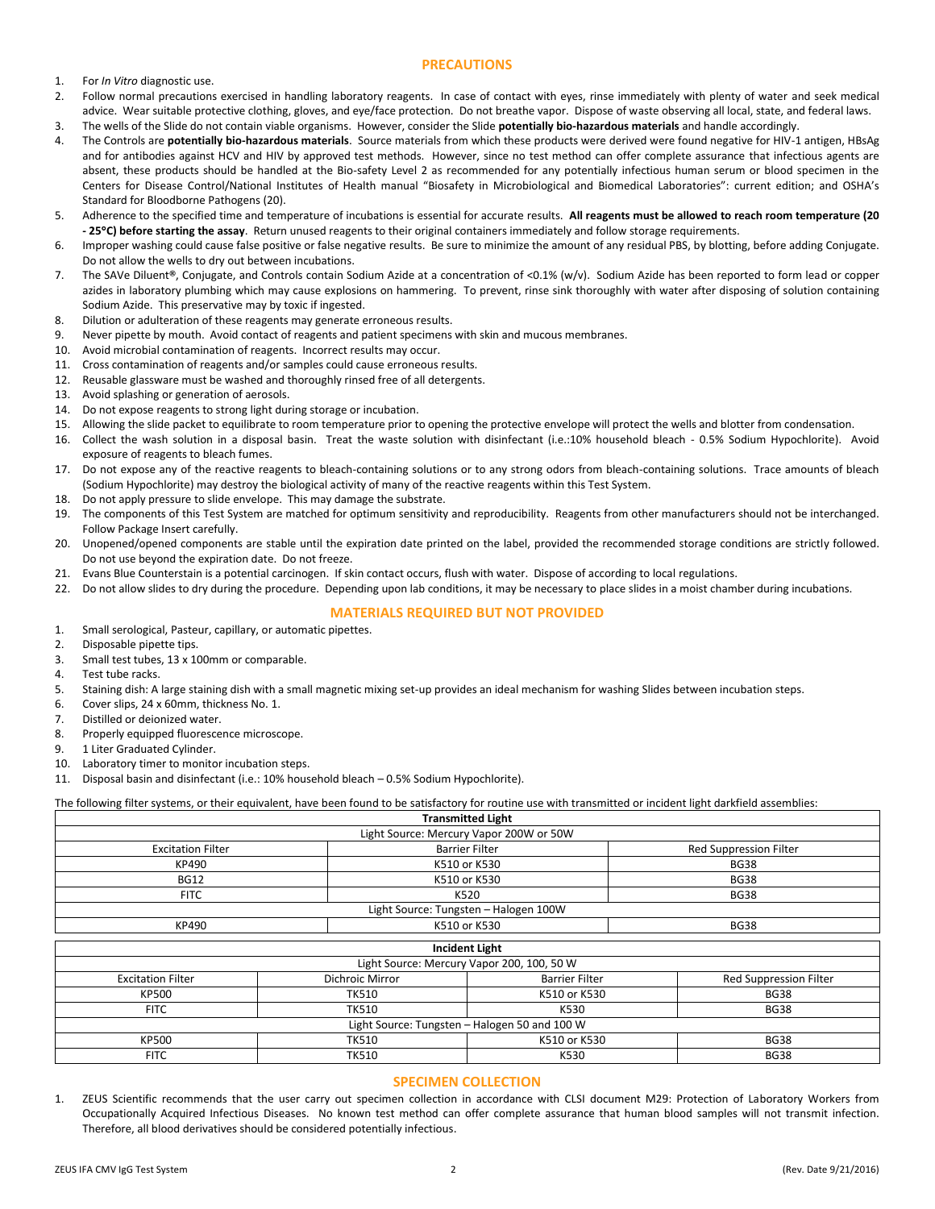## PRECAUTIONS

1. For *In Vitro* diagnostic use.
2. Follow normal precautions exercised in handling laboratory reagents. In case of contact with eyes, rinse immediately with plenty of water and seek medical advice. Wear suitable protective clothing, gloves, and eye/face protection. Do not breathe vapor. Dispose of waste observing all local, state, and federal laws.
3. The wells of the Slide do not contain viable organisms. However, consider the Slide **potentially bio-hazardous materials** and handle accordingly.
4. The Controls are **potentially bio-hazardous materials**. Source materials from which these products were derived were found negative for HIV-1 antigen, HBsAg and for antibodies against HCV and HIV by approved test methods. However, since no test method can offer complete assurance that infectious agents are absent, these products should be handled at the Bio-safety Level 2 as recommended for any potentially infectious human serum or blood specimen in the Centers for Disease Control/National Institutes of Health manual "Biosafety in Microbiological and Biomedical Laboratories": current edition; and OSHA's Standard for Bloodborne Pathogens (20).
5. Adherence to the specified time and temperature of incubations is essential for accurate results. **All reagents must be allowed to reach room temperature (20 - 25°C) before starting the assay**. Return unused reagents to their original containers immediately and follow storage requirements.
6. Improper washing could cause false positive or false negative results. Be sure to minimize the amount of any residual PBS, by blotting, before adding Conjugate. Do not allow the wells to dry out between incubations.
7. The SAVe Diluent®, Conjugate, and Controls contain Sodium Azide at a concentration of <0.1% (w/v). Sodium Azide has been reported to form lead or copper azides in laboratory plumbing which may cause explosions on hammering. To prevent, rinse sink thoroughly with water after disposing of solution containing Sodium Azide. This preservative may by toxic if ingested.
8. Dilution or adulteration of these reagents may generate erroneous results.
9. Never pipette by mouth. Avoid contact of reagents and patient specimens with skin and mucous membranes.
10. Avoid microbial contamination of reagents. Incorrect results may occur.
11. Cross contamination of reagents and/or samples could cause erroneous results.
12. Reusable glassware must be washed and thoroughly rinsed free of all detergents.
13. Avoid splashing or generation of aerosols.
14. Do not expose reagents to strong light during storage or incubation.
15. Allowing the slide packet to equilibrate to room temperature prior to opening the protective envelope will protect the wells and blotter from condensation.
16. Collect the wash solution in a disposal basin. Treat the waste solution with disinfectant (i.e.:10% household bleach - 0.5% Sodium Hypochlorite). Avoid exposure of reagents to bleach fumes.
17. Do not expose any of the reactive reagents to bleach-containing solutions or to any strong odors from bleach-containing solutions. Trace amounts of bleach (Sodium Hypochlorite) may destroy the biological activity of many of the reactive reagents within this Test System.
18. Do not apply pressure to slide envelope. This may damage the substrate.
19. The components of this Test System are matched for optimum sensitivity and reproducibility. Reagents from other manufacturers should not be interchanged. Follow Package Insert carefully.
20. Unopened/opened components are stable until the expiration date printed on the label, provided the recommended storage conditions are strictly followed. Do not use beyond the expiration date. Do not freeze.
21. Evans Blue Counterstain is a potential carcinogen. If skin contact occurs, flush with water. Dispose of according to local regulations.
22. Do not allow slides to dry during the procedure. Depending upon lab conditions, it may be necessary to place slides in a moist chamber during incubations.

## MATERIALS REQUIRED BUT NOT PROVIDED

1. Small serological, Pasteur, capillary, or automatic pipettes.
2. Disposable pipette tips.
3. Small test tubes, 13 x 100mm or comparable.
4. Test tube racks.
5. Staining dish: A large staining dish with a small magnetic mixing set-up provides an ideal mechanism for washing Slides between incubation steps.
6. Cover slips, 24 x 60mm, thickness No. 1.
7. Distilled or deionized water.
8. Properly equipped fluorescence microscope.
9. 1 Liter Graduated Cylinder.
10. Laboratory timer to monitor incubation steps.
11. Disposal basin and disinfectant (i.e.: 10% household bleach – 0.5% Sodium Hypochlorite).

The following filter systems, or their equivalent, have been found to be satisfactory for routine use with transmitted or incident light darkfield assemblies:

| Transmitted Light | | |
|---|---|---|
| Light Source: Mercury Vapor 200W or 50W | | |
| Excitation Filter | Barrier Filter | Red Suppression Filter |
| KP490 | K510 or K530 | BG38 |
| BG12 | K510 or K530 | BG38 |
| FITC | K520 | BG38 |
| Light Source: Tungsten – Halogen 100W | | |
| KP490 | K510 or K530 | BG38 |

| Incident Light | | | |
|---|---|---|---|
| Light Source: Mercury Vapor 200, 100, 50 W | | | |
| Excitation Filter | Dichroic Mirror | Barrier Filter | Red Suppression Filter |
| KP500 | TK510 | K510 or K530 | BG38 |
| FITC | TK510 | K530 | BG38 |
| Light Source: Tungsten – Halogen 50 and 100 W | | | |
| KP500 | TK510 | K510 or K530 | BG38 |
| FITC | TK510 | K530 | BG38 |

## SPECIMEN COLLECTION

1. ZEUS Scientific recommends that the user carry out specimen collection in accordance with CLSI document M29: Protection of Laboratory Workers from Occupationally Acquired Infectious Diseases. No known test method can offer complete assurance that human blood samples will not transmit infection. Therefore, all blood derivatives should be considered potentially infectious.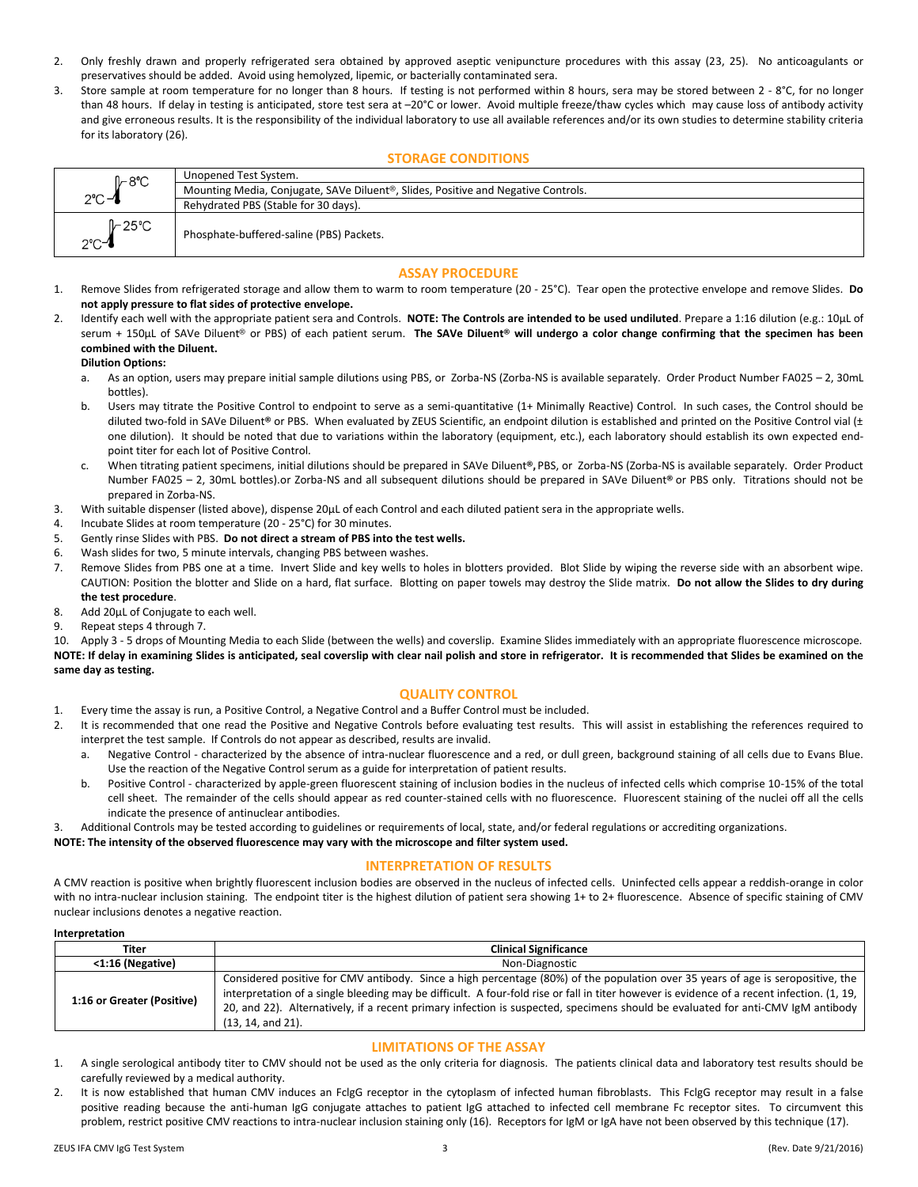2. Only freshly drawn and properly refrigerated sera obtained by approved aseptic venipuncture procedures with this assay (23, 25). No anticoagulants or preservatives should be added. Avoid using hemolyzed, lipemic, or bacterially contaminated sera.
3. Store sample at room temperature for no longer than 8 hours. If testing is not performed within 8 hours, sera may be stored between 2 - 8°C, for no longer than 48 hours. If delay in testing is anticipated, store test sera at –20°C or lower. Avoid multiple freeze/thaw cycles which may cause loss of antibody activity and give erroneous results. It is the responsibility of the individual laboratory to use all available references and/or its own studies to determine stability criteria for its laboratory (26).

## STORAGE CONDITIONS

| | |
|---|---|
| 2°C – 8°C | Unopened Test System. |
| | Mounting Media, Conjugate, SAVe Diluent®, Slides, Positive and Negative Controls. |
| | Rehydrated PBS (Stable for 30 days). |
| 2°C – 25°C | Phosphate-buffered-saline (PBS) Packets. |

## ASSAY PROCEDURE

1. Remove Slides from refrigerated storage and allow them to warm to room temperature (20 - 25°C). Tear open the protective envelope and remove Slides. **Do not apply pressure to flat sides of protective envelope.**
2. Identify each well with the appropriate patient sera and Controls. **NOTE: The Controls are intended to be used undiluted**. Prepare a 1:16 dilution (e.g.: 10µL of serum + 150µL of SAVe Diluent® or PBS) of each patient serum. **The SAVe Diluent® will undergo a color change confirming that the specimen has been combined with the Diluent.**

   **Dilution Options:**

   a. As an option, users may prepare initial sample dilutions using PBS, or Zorba-NS (Zorba-NS is available separately. Order Product Number FA025 – 2, 30mL bottles).
   b. Users may titrate the Positive Control to endpoint to serve as a semi-quantitative (1+ Minimally Reactive) Control. In such cases, the Control should be diluted two-fold in SAVe Diluent® or PBS. When evaluated by ZEUS Scientific, an endpoint dilution is established and printed on the Positive Control vial (± one dilution). It should be noted that due to variations within the laboratory (equipment, etc.), each laboratory should establish its own expected end-point titer for each lot of Positive Control.
   c. When titrating patient specimens, initial dilutions should be prepared in SAVe Diluent®, PBS, or Zorba-NS (Zorba-NS is available separately. Order Product Number FA025 – 2, 30mL bottles).or Zorba-NS and all subsequent dilutions should be prepared in SAVe Diluent® or PBS only. Titrations should not be prepared in Zorba-NS.
3. With suitable dispenser (listed above), dispense 20µL of each Control and each diluted patient sera in the appropriate wells.
4. Incubate Slides at room temperature (20 - 25°C) for 30 minutes.
5. Gently rinse Slides with PBS. **Do not direct a stream of PBS into the test wells.**
6. Wash slides for two, 5 minute intervals, changing PBS between washes.
7. Remove Slides from PBS one at a time. Invert Slide and key wells to holes in blotters provided. Blot Slide by wiping the reverse side with an absorbent wipe. CAUTION: Position the blotter and Slide on a hard, flat surface. Blotting on paper towels may destroy the Slide matrix. **Do not allow the Slides to dry during the test procedure**.
8. Add 20µL of Conjugate to each well.
9. Repeat steps 4 through 7.
10. Apply 3 - 5 drops of Mounting Media to each Slide (between the wells) and coverslip. Examine Slides immediately with an appropriate fluorescence microscope.

**NOTE: If delay in examining Slides is anticipated, seal coverslip with clear nail polish and store in refrigerator. It is recommended that Slides be examined on the same day as testing.**

## QUALITY CONTROL

1. Every time the assay is run, a Positive Control, a Negative Control and a Buffer Control must be included.
2. It is recommended that one read the Positive and Negative Controls before evaluating test results. This will assist in establishing the references required to interpret the test sample. If Controls do not appear as described, results are invalid.
   a. Negative Control - characterized by the absence of intra-nuclear fluorescence and a red, or dull green, background staining of all cells due to Evans Blue. Use the reaction of the Negative Control serum as a guide for interpretation of patient results.
   b. Positive Control - characterized by apple-green fluorescent staining of inclusion bodies in the nucleus of infected cells which comprise 10-15% of the total cell sheet. The remainder of the cells should appear as red counter-stained cells with no fluorescence. Fluorescent staining of the nuclei off all the cells indicate the presence of antinuclear antibodies.
3. Additional Controls may be tested according to guidelines or requirements of local, state, and/or federal regulations or accrediting organizations.

**NOTE: The intensity of the observed fluorescence may vary with the microscope and filter system used.**

## INTERPRETATION OF RESULTS

A CMV reaction is positive when brightly fluorescent inclusion bodies are observed in the nucleus of infected cells. Uninfected cells appear a reddish-orange in color with no intra-nuclear inclusion staining. The endpoint titer is the highest dilution of patient sera showing 1+ to 2+ fluorescence. Absence of specific staining of CMV nuclear inclusions denotes a negative reaction.

**Interpretation**

| Titer | Clinical Significance |
|---|---|
| <1:16 (Negative) | Non-Diagnostic |
| 1:16 or Greater (Positive) | Considered positive for CMV antibody. Since a high percentage (80%) of the population over 35 years of age is seropositive, the interpretation of a single bleeding may be difficult. A four-fold rise or fall in titer however is evidence of a recent infection. (1, 19, 20, and 22). Alternatively, if a recent primary infection is suspected, specimens should be evaluated for anti-CMV IgM antibody (13, 14, and 21). |

## LIMITATIONS OF THE ASSAY

1. A single serological antibody titer to CMV should not be used as the only criteria for diagnosis. The patients clinical data and laboratory test results should be carefully reviewed by a medical authority.
2. It is now established that human CMV induces an FcIgG receptor in the cytoplasm of infected human fibroblasts. This FcIgG receptor may result in a false positive reading because the anti-human IgG conjugate attaches to patient IgG attached to infected cell membrane Fc receptor sites. To circumvent this problem, restrict positive CMV reactions to intra-nuclear inclusion staining only (16). Receptors for IgM or IgA have not been observed by this technique (17).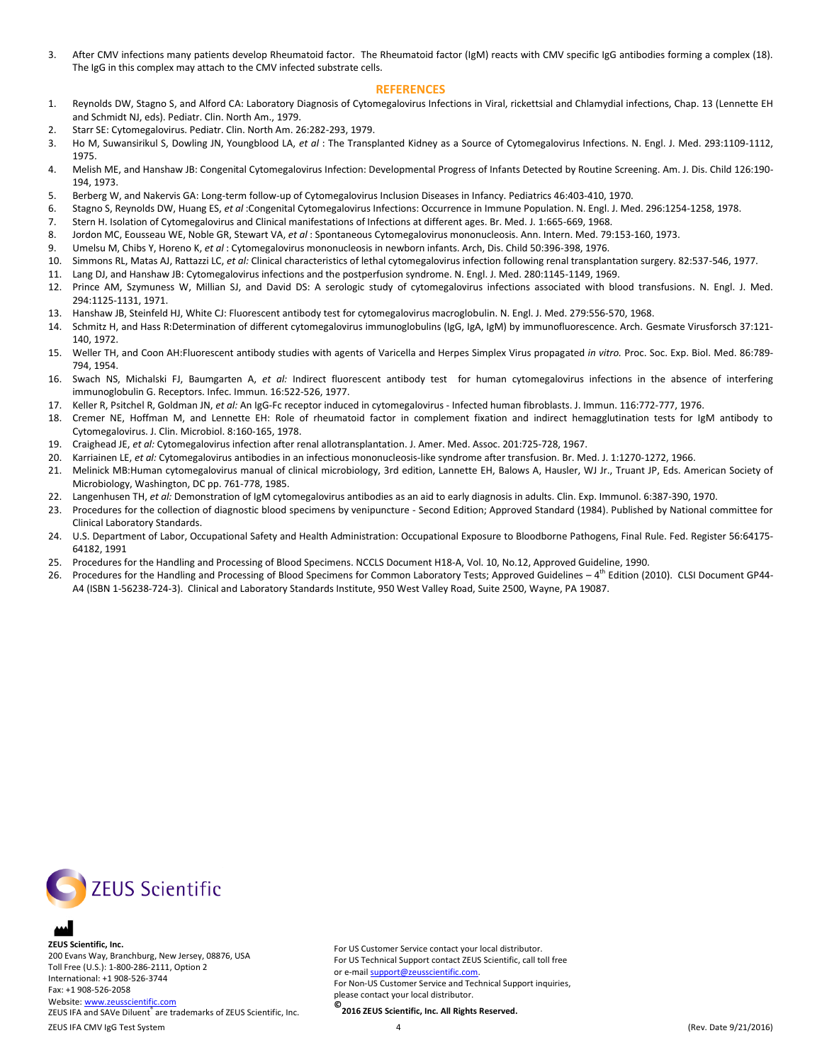3. After CMV infections many patients develop Rheumatoid factor. The Rheumatoid factor (IgM) reacts with CMV specific IgG antibodies forming a complex (18). The IgG in this complex may attach to the CMV infected substrate cells.

## REFERENCES

1. Reynolds DW, Stagno S, and Alford CA: Laboratory Diagnosis of Cytomegalovirus Infections in Viral, rickettsial and Chlamydial infections, Chap. 13 (Lennette EH and Schmidt NJ, eds). Pediatr. Clin. North Am., 1979.
2. Starr SE: Cytomegalovirus. Pediatr. Clin. North Am. 26:282-293, 1979.
3. Ho M, Suwansirikul S, Dowling JN, Youngblood LA, *et al* : The Transplanted Kidney as a Source of Cytomegalovirus Infections. N. Engl. J. Med. 293:1109-1112, 1975.
4. Melish ME, and Hanshaw JB: Congenital Cytomegalovirus Infection: Developmental Progress of Infants Detected by Routine Screening. Am. J. Dis. Child 126:190-194, 1973.
5. Berberg W, and Nakervis GA: Long-term follow-up of Cytomegalovirus Inclusion Diseases in Infancy. Pediatrics 46:403-410, 1970.
6. Stagno S, Reynolds DW, Huang ES, *et al* :Congenital Cytomegalovirus Infections: Occurrence in Immune Population. N. Engl. J. Med. 296:1254-1258, 1978.
7. Stern H. Isolation of Cytomegalovirus and Clinical manifestations of Infections at different ages. Br. Med. J. 1:665-669, 1968.
8. Jordon MC, Eousseau WE, Noble GR, Stewart VA, *et al* : Spontaneous Cytomegalovirus mononucleosis. Ann. Intern. Med. 79:153-160, 1973.
9. Umelsu M, Chibs Y, Horeno K, *et al* : Cytomegalovirus mononucleosis in newborn infants. Arch, Dis. Child 50:396-398, 1976.
10. Simmons RL, Matas AJ, Rattazzi LC, *et al:* Clinical characteristics of lethal cytomegalovirus infection following renal transplantation surgery. 82:537-546, 1977.
11. Lang DJ, and Hanshaw JB: Cytomegalovirus infections and the postperfusion syndrome. N. Engl. J. Med. 280:1145-1149, 1969.
12. Prince AM, Szymuness W, Millian SJ, and David DS: A serologic study of cytomegalovirus infections associated with blood transfusions. N. Engl. J. Med. 294:1125-1131, 1971.
13. Hanshaw JB, Steinfeld HJ, White CJ: Fluorescent antibody test for cytomegalovirus macroglobulin. N. Engl. J. Med. 279:556-570, 1968.
14. Schmitz H, and Hass R:Determination of different cytomegalovirus immunoglobulins (IgG, IgA, IgM) by immunofluorescence. Arch. Gesmate Virusforsch 37:121-140, 1972.
15. Weller TH, and Coon AH:Fluorescent antibody studies with agents of Varicella and Herpes Simplex Virus propagated *in vitro.* Proc. Soc. Exp. Biol. Med. 86:789-794, 1954.
16. Swach NS, Michalski FJ, Baumgarten A, *et al:* Indirect fluorescent antibody test for human cytomegalovirus infections in the absence of interfering immunoglobulin G. Receptors. Infec. Immun. 16:522-526, 1977.
17. Keller R, Psitchel R, Goldman JN, *et al:* An IgG-Fc receptor induced in cytomegalovirus - Infected human fibroblasts. J. Immun. 116:772-777, 1976.
18. Cremer NE, Hoffman M, and Lennette EH: Role of rheumatoid factor in complement fixation and indirect hemagglutination tests for IgM antibody to Cytomegalovirus. J. Clin. Microbiol. 8:160-165, 1978.
19. Craighead JE, *et al:* Cytomegalovirus infection after renal allotransplantation. J. Amer. Med. Assoc. 201:725-728, 1967.
20. Karriainen LE, *et al:* Cytomegalovirus antibodies in an infectious mononucleosis-like syndrome after transfusion. Br. Med. J. 1:1270-1272, 1966.
21. Melinick MB:Human cytomegalovirus manual of clinical microbiology, 3rd edition, Lannette EH, Balows A, Hausler, WJ Jr., Truant JP, Eds. American Society of Microbiology, Washington, DC pp. 761-778, 1985.
22. Langenhusen TH, *et al:* Demonstration of IgM cytomegalovirus antibodies as an aid to early diagnosis in adults. Clin. Exp. Immunol. 6:387-390, 1970.
23. Procedures for the collection of diagnostic blood specimens by venipuncture - Second Edition; Approved Standard (1984). Published by National committee for Clinical Laboratory Standards.
24. U.S. Department of Labor, Occupational Safety and Health Administration: Occupational Exposure to Bloodborne Pathogens, Final Rule. Fed. Register 56:64175-64182, 1991
25. Procedures for the Handling and Processing of Blood Specimens. NCCLS Document H18-A, Vol. 10, No.12, Approved Guideline, 1990.
26. Procedures for the Handling and Processing of Blood Specimens for Common Laboratory Tests; Approved Guidelines – 4th Edition (2010). CLSI Document GP44-A4 (ISBN 1-56238-724-3). Clinical and Laboratory Standards Institute, 950 West Valley Road, Suite 2500, Wayne, PA 19087.

ZEUS Scientific

**ZEUS Scientific, Inc.**
200 Evans Way, Branchburg, New Jersey, 08876, USA
Toll Free (U.S.): 1-800-286-2111, Option 2
International: +1 908-526-3744
Fax: +1 908-526-2058
Website: www.zeusscientific.com
ZEUS IFA and SAVe Diluent® are trademarks of ZEUS Scientific, Inc.

For US Customer Service contact your local distributor.
For US Technical Support contact ZEUS Scientific, call toll free or e-mail support@zeusscientific.com.
For Non-US Customer Service and Technical Support inquiries, please contact your local distributor.

**© 2016 ZEUS Scientific, Inc. All Rights Reserved.**

ZEUS IFA CMV IgG Test System (Rev. Date 9/21/2016)